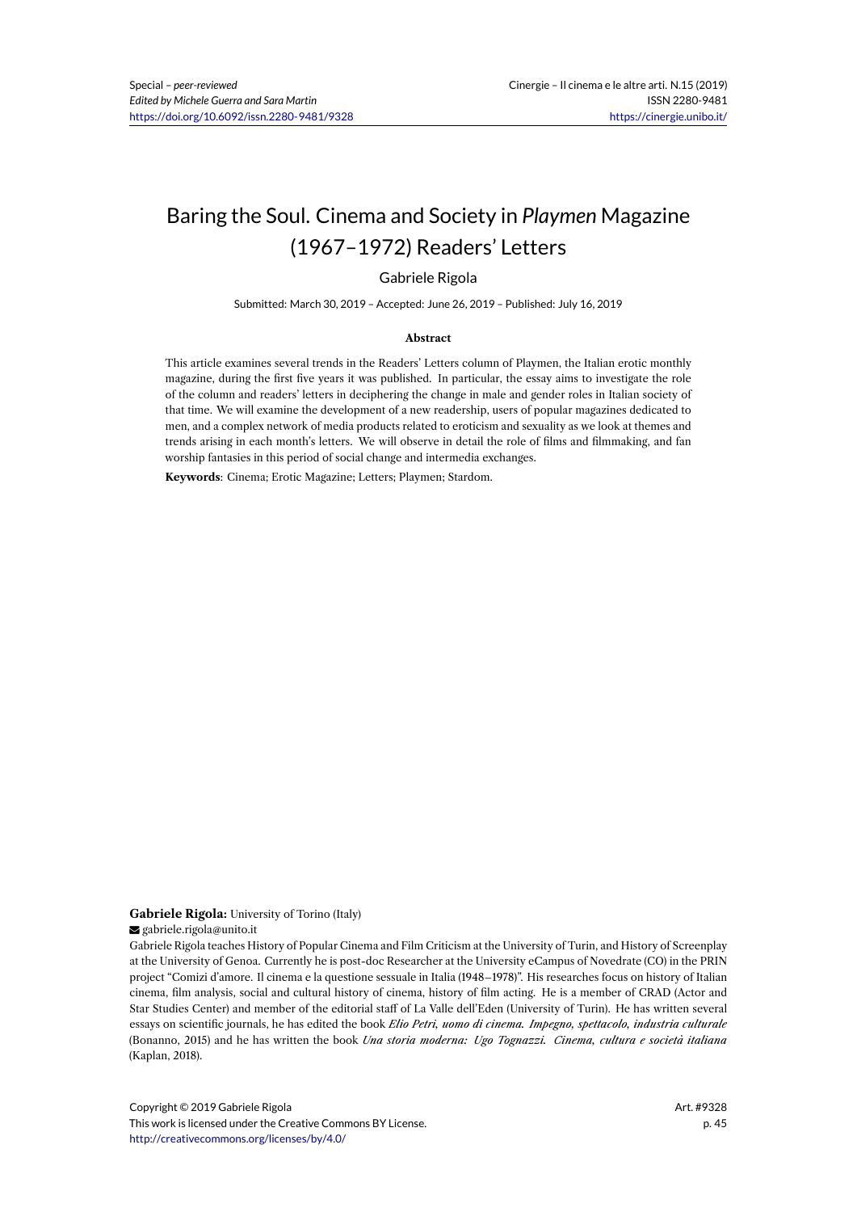Special – *peer-reviewed*
*Edited by Michele Guerra and Sara Martin*
https://doi.org/10.6092/issn.2280-9481/9328

Cinergie – Il cinema e le altre arti. N.15 (2019)
ISSN 2280-9481
https://cinergie.unibo.it/

# Baring the Soul. Cinema and Society in *Playmen* Magazine (1967–1972) Readers' Letters

Gabriele Rigola

Submitted: March 30, 2019 – Accepted: June 26, 2019 – Published: July 16, 2019

**Abstract**

This article examines several trends in the Readers' Letters column of Playmen, the Italian erotic monthly magazine, during the first five years it was published. In particular, the essay aims to investigate the role of the column and readers' letters in deciphering the change in male and gender roles in Italian society of that time. We will examine the development of a new readership, users of popular magazines dedicated to men, and a complex network of media products related to eroticism and sexuality as we look at themes and trends arising in each month's letters. We will observe in detail the role of films and filmmaking, and fan worship fantasies in this period of social change and intermedia exchanges.

**Keywords**: Cinema; Erotic Magazine; Letters; Playmen; Stardom.

**Gabriele Rigola:** University of Torino (Italy)

gabriele.rigola@unito.it

Gabriele Rigola teaches History of Popular Cinema and Film Criticism at the University of Turin, and History of Screenplay at the University of Genoa. Currently he is post-doc Researcher at the University eCampus of Novedrate (CO) in the PRIN project "Comizi d'amore. Il cinema e la questione sessuale in Italia (1948–1978)". His researches focus on history of Italian cinema, film analysis, social and cultural history of cinema, history of film acting. He is a member of CRAD (Actor and Star Studies Center) and member of the editorial staff of La Valle dell'Eden (University of Turin). He has written several essays on scientific journals, he has edited the book *Elio Petri, uomo di cinema. Impegno, spettacolo, industria culturale* (Bonanno, 2015) and he has written the book *Una storia moderna: Ugo Tognazzi. Cinema, cultura e società italiana* (Kaplan, 2018).

Copyright © 2019 Gabriele Rigola
This work is licensed under the Creative Commons BY License.
http://creativecommons.org/licenses/by/4.0/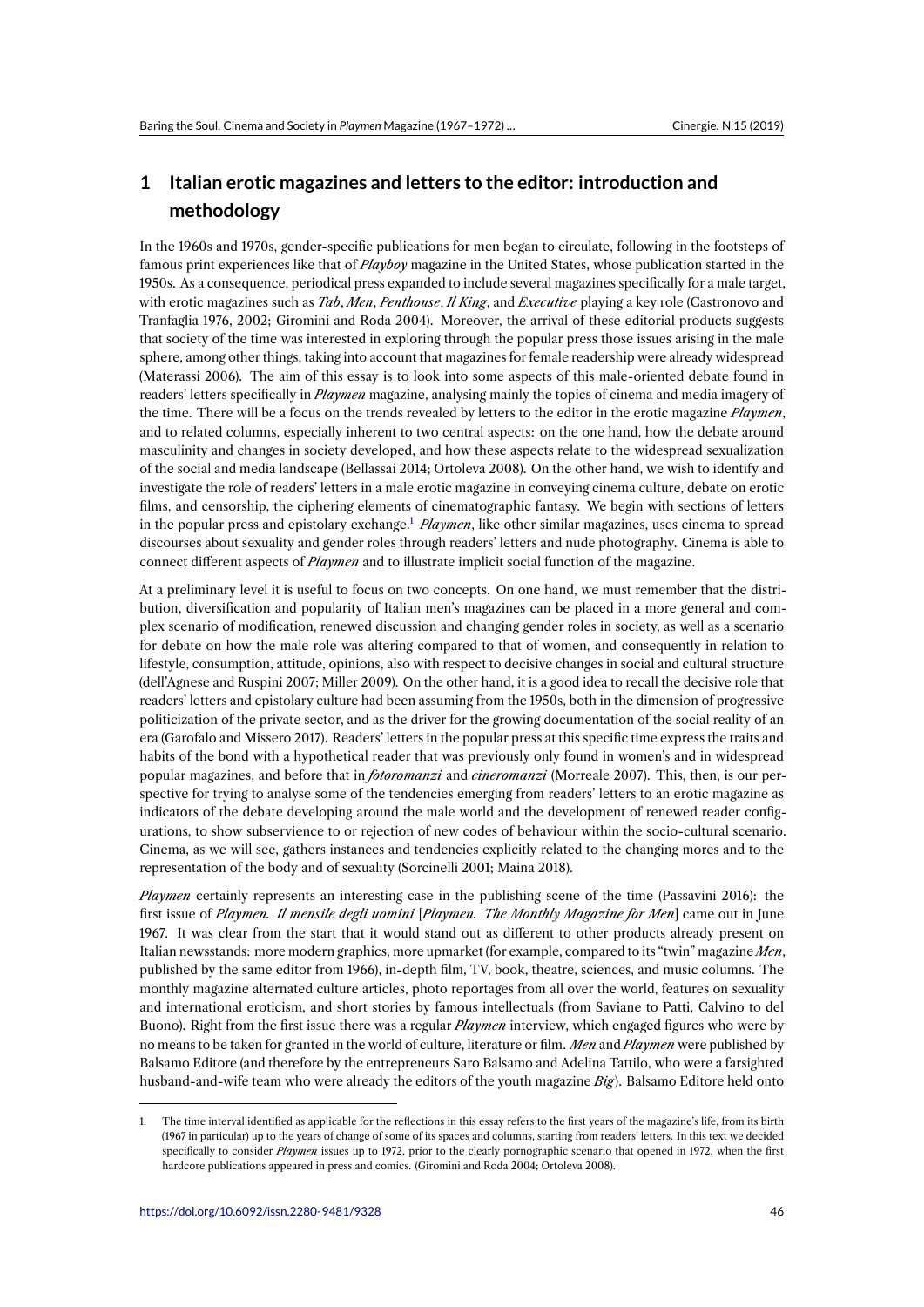## 1 Italian erotic magazines and letters to the editor: introduction and methodology

In the 1960s and 1970s, gender-specific publications for men began to circulate, following in the footsteps of famous print experiences like that of *Playboy* magazine in the United States, whose publication started in the 1950s. As a consequence, periodical press expanded to include several magazines specifically for a male target, with erotic magazines such as *Tab*, *Men*, *Penthouse*, *Il King*, and *Executive* playing a key role (Castronovo and Tranfaglia 1976, 2002; Giromini and Roda 2004). Moreover, the arrival of these editorial products suggests that society of the time was interested in exploring through the popular press those issues arising in the male sphere, among other things, taking into account that magazines for female readership were already widespread (Materassi 2006). The aim of this essay is to look into some aspects of this male-oriented debate found in readers' letters specifically in *Playmen* magazine, analysing mainly the topics of cinema and media imagery of the time. There will be a focus on the trends revealed by letters to the editor in the erotic magazine *Playmen*, and to related columns, especially inherent to two central aspects: on the one hand, how the debate around masculinity and changes in society developed, and how these aspects relate to the widespread sexualization of the social and media landscape (Bellassai 2014; Ortoleva 2008). On the other hand, we wish to identify and investigate the role of readers' letters in a male erotic magazine in conveying cinema culture, debate on erotic films, and censorship, the ciphering elements of cinematographic fantasy. We begin with sections of letters in the popular press and epistolary exchange.[1] *Playmen*, like other similar magazines, uses cinema to spread discourses about sexuality and gender roles through readers' letters and nude photography. Cinema is able to connect different aspects of *Playmen* and to illustrate implicit social function of the magazine.

At a preliminary level it is useful to focus on two concepts. On one hand, we must remember that the distribution, diversification and popularity of Italian men's magazines can be placed in a more general and complex scenario of modification, renewed discussion and changing gender roles in society, as well as a scenario for debate on how the male role was altering compared to that of women, and consequently in relation to lifestyle, consumption, attitude, opinions, also with respect to decisive changes in social and cultural structure (dell'Agnese and Ruspini 2007; Miller 2009). On the other hand, it is a good idea to recall the decisive role that readers' letters and epistolary culture had been assuming from the 1950s, both in the dimension of progressive politicization of the private sector, and as the driver for the growing documentation of the social reality of an era (Garofalo and Missero 2017). Readers' letters in the popular press at this specific time express the traits and habits of the bond with a hypothetical reader that was previously only found in women's and in widespread popular magazines, and before that in *fotoromanzi* and *cineromanzi* (Morreale 2007). This, then, is our perspective for trying to analyse some of the tendencies emerging from readers' letters to an erotic magazine as indicators of the debate developing around the male world and the development of renewed reader configurations, to show subservience to or rejection of new codes of behaviour within the socio-cultural scenario. Cinema, as we will see, gathers instances and tendencies explicitly related to the changing mores and to the representation of the body and of sexuality (Sorcinelli 2001; Maina 2018).

*Playmen* certainly represents an interesting case in the publishing scene of the time (Passavini 2016): the first issue of *Playmen. Il mensile degli uomini* [*Playmen. The Monthly Magazine for Men*] came out in June 1967. It was clear from the start that it would stand out as different to other products already present on Italian newsstands: more modern graphics, more upmarket (for example, compared to its "twin" magazine *Men*, published by the same editor from 1966), in-depth film, TV, book, theatre, sciences, and music columns. The monthly magazine alternated culture articles, photo reportages from all over the world, features on sexuality and international eroticism, and short stories by famous intellectuals (from Saviane to Patti, Calvino to del Buono). Right from the first issue there was a regular *Playmen* interview, which engaged figures who were by no means to be taken for granted in the world of culture, literature or film. *Men* and *Playmen* were published by Balsamo Editore (and therefore by the entrepreneurs Saro Balsamo and Adelina Tattilo, who were a farsighted husband-and-wife team who were already the editors of the youth magazine *Big*). Balsamo Editore held onto

---

1. The time interval identified as applicable for the reflections in this essay refers to the first years of the magazine's life, from its birth (1967 in particular) up to the years of change of some of its spaces and columns, starting from readers' letters. In this text we decided specifically to consider *Playmen* issues up to 1972, prior to the clearly pornographic scenario that opened in 1972, when the first hardcore publications appeared in press and comics. (Giromini and Roda 2004; Ortoleva 2008).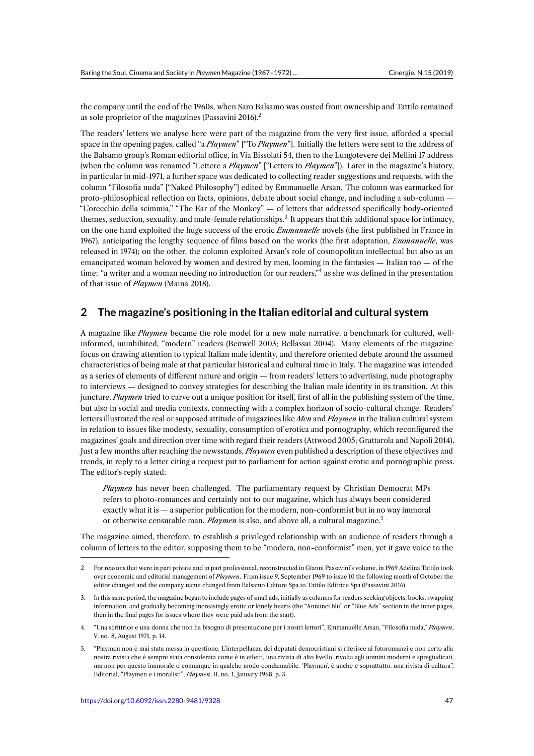the company until the end of the 1960s, when Saro Balsamo was ousted from ownership and Tattilo remained as sole proprietor of the magazines (Passavini 2016).[2]

The readers' letters we analyse here were part of the magazine from the very first issue, afforded a special space in the opening pages, called "a *Playmen*" ["To *Playmen*"]. Initially the letters were sent to the address of the Balsamo group's Roman editorial office, in Via Bissolati 54, then to the Lungotevere dei Mellini 17 address (when the column was renamed "Lettere a *Playmen*" ["Letters to *Playmen*"]). Later in the magazine's history, in particular in mid-1971, a further space was dedicated to collecting reader suggestions and requests, with the column "Filosofia nuda" ["Naked Philosophy"] edited by Emmanuelle Arsan. The column was earmarked for proto-philosophical reflection on facts, opinions, debate about social change, and including a sub-column — "L'orecchio della scimmia," "The Ear of the Monkey" — of letters that addressed specifically body-oriented themes, seduction, sexuality, and male-female relationships.[3] It appears that this additional space for intimacy, on the one hand exploited the huge success of the erotic *Emmanuelle* novels (the first published in France in 1967), anticipating the lengthy sequence of films based on the works (the first adaptation, *Emmanuelle*, was released in 1974); on the other, the column exploited Arsan's role of cosmopolitan intellectual but also as an emancipated woman beloved by women and desired by men, looming in the fantasies — Italian too — of the time: "a writer and a woman needing no introduction for our readers,"[4] as she was defined in the presentation of that issue of *Playmen* (Maina 2018).

## 2 The magazine's positioning in the Italian editorial and cultural system

A magazine like *Playmen* became the role model for a new male narrative, a benchmark for cultured, well-informed, uninhibited, "modern" readers (Benwell 2003; Bellassai 2004). Many elements of the magazine focus on drawing attention to typical Italian male identity, and therefore oriented debate around the assumed characteristics of being male at that particular historical and cultural time in Italy. The magazine was intended as a series of elements of different nature and origin — from readers' letters to advertising, nude photography to interviews — designed to convey strategies for describing the Italian male identity in its transition. At this juncture, *Playmen* tried to carve out a unique position for itself, first of all in the publishing system of the time, but also in social and media contexts, connecting with a complex horizon of socio-cultural change. Readers' letters illustrated the real or supposed attitude of magazines like *Men* and *Playmen* in the Italian cultural system in relation to issues like modesty, sexuality, consumption of erotica and pornography, which reconfigured the magazines' goals and direction over time with regard their readers (Attwood 2005; Grattarola and Napoli 2014). Just a few months after reaching the newsstands, *Playmen* even published a description of these objectives and trends, in reply to a letter citing a request put to parliament for action against erotic and pornographic press. The editor's reply stated:

> *Playmen* has never been challenged. The parliamentary request by Christian Democrat MPs refers to photo-romances and certainly not to our magazine, which has always been considered exactly what it is — a superior publication for the modern, non-conformist but in no way immoral or otherwise censurable man. *Playmen* is also, and above all, a cultural magazine.[5]

The magazine aimed, therefore, to establish a privileged relationship with an audience of readers through a column of letters to the editor, supposing them to be "modern, non-conformist" men, yet it gave voice to the

---

2. For reasons that were in part private and in part professional, reconstructed in Gianni Passavini's volume, in 1969 Adelina Tattilo took over economic and editorial management of *Playmen*. From issue 9, September 1969 to issue 10 the following month of October the editor changed and the company name changed from Balsamo Editore Spa to Tattilo Editrice Spa (Passavini 2016).

3. In this same period, the magazine began to include pages of small ads, initially as columns for readers seeking objects, books, swapping information, and gradually becoming increasingly erotic or lonely hearts (the "Annunci blu" or "Blue Ads" section in the inner pages, then in the final pages for issues where they were paid ads from the start).

4. "Una scrittrice e una donna che non ha bisogno di presentazione per i nostri lettori", Emmanuelle Arsan, "Filosofia nuda," *Playmen*, V, no. 8, August 1971, p. 14.

5. "Playmen non è mai stata messa in questione. L'interpellanza dei deputati democristiani si riferisce ai fotoromanzi e non certo alla nostra rivista che è sempre stata considerata come è in effetti, una rivista di alto livello: rivolta agli uomini moderni e spregiudicati, ma non per questo immorale o comunque in qualche modo condannabile. 'Playmen', è anche e soprattutto, una rivista di cultura", Editorial, "Playmen e i moralisti", *Playmen*, II, no. 1, January 1968, p. 3.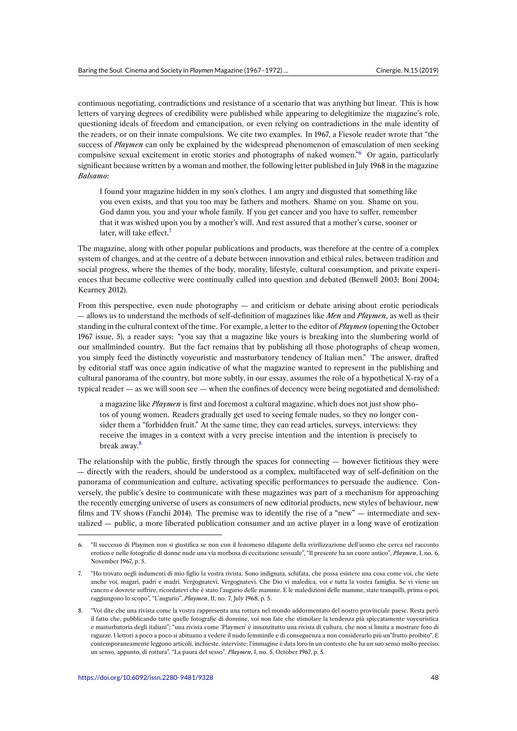continuous negotiating, contradictions and resistance of a scenario that was anything but linear. This is how letters of varying degrees of credibility were published while appearing to delegitimize the magazine's role, questioning ideals of freedom and emancipation, or even relying on contradictions in the male identity of the readers, or on their innate compulsions. We cite two examples. In 1967, a Fiesole reader wrote that "the success of *Playmen* can only be explained by the widespread phenomenon of emasculation of men seeking compulsive sexual excitement in erotic stories and photographs of naked women."[6] Or again, particularly significant because written by a woman and mother, the following letter published in July 1968 in the magazine *Balsamo*:

> I found your magazine hidden in my son's clothes. I am angry and disgusted that something like you even exists, and that you too may be fathers and mothers. Shame on you. Shame on you. God damn you, you and your whole family. If you get cancer and you have to suffer, remember that it was wished upon you by a mother's will. And rest assured that a mother's curse, sooner or later, will take effect.[7]

The magazine, along with other popular publications and products, was therefore at the centre of a complex system of changes, and at the centre of a debate between innovation and ethical rules, between tradition and social progress, where the themes of the body, morality, lifestyle, cultural consumption, and private experiences that became collective were continually called into question and debated (Benwell 2003; Boni 2004; Kearney 2012).

From this perspective, even nude photography — and criticism or debate arising about erotic periodicals — allows us to understand the methods of self-definition of magazines like *Men* and *Playmen*, as well as their standing in the cultural context of the time. For example, a letter to the editor of *Playmen* (opening the October 1967 issue, 5), a reader says: "you say that a magazine like yours is breaking into the slumbering world of our smallminded country. But the fact remains that by publishing all those photographs of cheap women, you simply feed the distinctly voyeuristic and masturbatory tendency of Italian men." The answer, drafted by editorial staff was once again indicative of what the magazine wanted to represent in the publishing and cultural panorama of the country, but more subtly, in our essay, assumes the role of a hypothetical X-ray of a typical reader — as we will soon see — when the confines of decency were being negotiated and demolished:

> a magazine like *Playmen* is first and foremost a cultural magazine, which does not just show photos of young women. Readers gradually get used to seeing female nudes, so they no longer consider them a "forbidden fruit." At the same time, they can read articles, surveys, interviews: they receive the images in a context with a very precise intention and the intention is precisely to break away.[8]

The relationship with the public, firstly through the spaces for connecting — however fictitious they were — directly with the readers, should be understood as a complex, multifaceted way of self-definition on the panorama of communication and culture, activating specific performances to persuade the audience. Conversely, the public's desire to communicate with these magazines was part of a mechanism for approaching the recently emerging universe of users as consumers of new editorial products, new styles of behaviour, new films and TV shows (Fanchi 2014). The premise was to identify the rise of a "new" — intermediate and sexualized — public, a more liberated publication consumer and an active player in a long wave of erotization

---

6. "Il successo di Playmen non si giustifica se non con il fenomeno dilagante della svirilizzazione dell'uomo che cerca nel racconto erotico e nelle fotografie di donne nude una via morbosa di eccitazione sessuale", "Il presente ha un cuore antico", *Playmen*, I, no. 6, November 1967, p. 5.

7. "Ho trovato negli indumenti di mio figlio la vostra rivista. Sono indignata, schifata, che possa esistere una cosa come voi, che siete anche voi, magari, padri e madri. Vergognatevi. Vergognatevi. Che Dio vi maledica, voi e tutta la vostra famiglia. Se vi viene un cancro e dovrete soffrire, ricordatevi che è stato l'augurio delle mamme. E le maledizioni delle mamme, state tranquilli, prima o poi, raggiungono lo scopo", "L'augurio", *Playmen*, II, no. 7, July 1968, p. 5.

8. "Voi dite che una rivista come la vostra rappresenta una rottura nel mondo addormentato del nostro provinciale paese. Resta però il fatto che, pubblicando tutte quelle fotografie di donnine, voi non fate che stimolare la tendenza più spiccatamente voyeuristica e masturbatoria degli italiani"; "una rivista come 'Playmen' è innanzitutto una rivista di cultura, che non si limita a mostrare foto di ragazze. I lettori a poco a poco si abituano a vedere il nudo femminile e di conseguenza a non considerarlo più un"frutto proibito". E contemporaneamente leggono articoli, inchieste, interviste: l'immagine è data loro in un contesto che ha un suo senso molto preciso, un senso, appunto, di rottura", "La paura del sesso", *Playmen*, I, no. 5, October 1967, p. 5.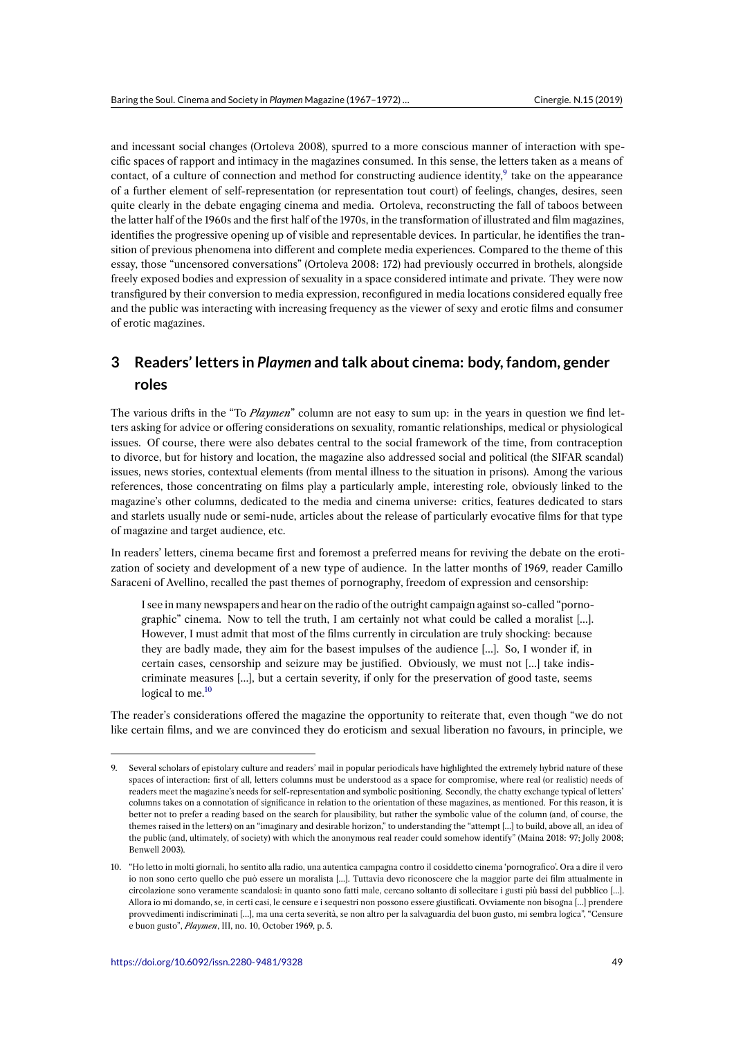and incessant social changes (Ortoleva 2008), spurred to a more conscious manner of interaction with specific spaces of rapport and intimacy in the magazines consumed. In this sense, the letters taken as a means of contact, of a culture of connection and method for constructing audience identity,[9] take on the appearance of a further element of self-representation (or representation tout court) of feelings, changes, desires, seen quite clearly in the debate engaging cinema and media. Ortoleva, reconstructing the fall of taboos between the latter half of the 1960s and the first half of the 1970s, in the transformation of illustrated and film magazines, identifies the progressive opening up of visible and representable devices. In particular, he identifies the transition of previous phenomena into different and complete media experiences. Compared to the theme of this essay, those "uncensored conversations" (Ortoleva 2008: 172) had previously occurred in brothels, alongside freely exposed bodies and expression of sexuality in a space considered intimate and private. They were now transfigured by their conversion to media expression, reconfigured in media locations considered equally free and the public was interacting with increasing frequency as the viewer of sexy and erotic films and consumer of erotic magazines.

## 3 Readers' letters in *Playmen* and talk about cinema: body, fandom, gender roles

The various drifts in the "To *Playmen*" column are not easy to sum up: in the years in question we find letters asking for advice or offering considerations on sexuality, romantic relationships, medical or physiological issues. Of course, there were also debates central to the social framework of the time, from contraception to divorce, but for history and location, the magazine also addressed social and political (the SIFAR scandal) issues, news stories, contextual elements (from mental illness to the situation in prisons). Among the various references, those concentrating on films play a particularly ample, interesting role, obviously linked to the magazine's other columns, dedicated to the media and cinema universe: critics, features dedicated to stars and starlets usually nude or semi-nude, articles about the release of particularly evocative films for that type of magazine and target audience, etc.

In readers' letters, cinema became first and foremost a preferred means for reviving the debate on the erotization of society and development of a new type of audience. In the latter months of 1969, reader Camillo Saraceni of Avellino, recalled the past themes of pornography, freedom of expression and censorship:

> I see in many newspapers and hear on the radio of the outright campaign against so-called "pornographic" cinema. Now to tell the truth, I am certainly not what could be called a moralist [...]. However, I must admit that most of the films currently in circulation are truly shocking: because they are badly made, they aim for the basest impulses of the audience [...]. So, I wonder if, in certain cases, censorship and seizure may be justified. Obviously, we must not [...] take indiscriminate measures [...], but a certain severity, if only for the preservation of good taste, seems logical to me.[10]

The reader's considerations offered the magazine the opportunity to reiterate that, even though "we do not like certain films, and we are convinced they do eroticism and sexual liberation no favours, in principle, we

---

9. Several scholars of epistolary culture and readers' mail in popular periodicals have highlighted the extremely hybrid nature of these spaces of interaction: first of all, letters columns must be understood as a space for compromise, where real (or realistic) needs of readers meet the magazine's needs for self-representation and symbolic positioning. Secondly, the chatty exchange typical of letters' columns takes on a connotation of significance in relation to the orientation of these magazines, as mentioned. For this reason, it is better not to prefer a reading based on the search for plausibility, but rather the symbolic value of the column (and, of course, the themes raised in the letters) on an "imaginary and desirable horizon," to understanding the "attempt [...] to build, above all, an idea of the public (and, ultimately, of society) with which the anonymous real reader could somehow identify" (Maina 2018: 97; Jolly 2008; Benwell 2003).

10. "Ho letto in molti giornali, ho sentito alla radio, una autentica campagna contro il cosiddetto cinema 'pornografico'. Ora a dire il vero io non sono certo quello che può essere un moralista [...]. Tuttavia devo riconoscere che la maggior parte dei film attualmente in circolazione sono veramente scandalosi: in quanto sono fatti male, cercano soltanto di sollecitare i gusti più bassi del pubblico [...]. Allora io mi domando, se, in certi casi, le censure e i sequestri non possono essere giustificati. Ovviamente non bisogna [...] prendere provvedimenti indiscriminati [...], ma una certa severità, se non altro per la salvaguardia del buon gusto, mi sembra logica", "Censure e buon gusto", *Playmen*, III, no. 10, October 1969, p. 5.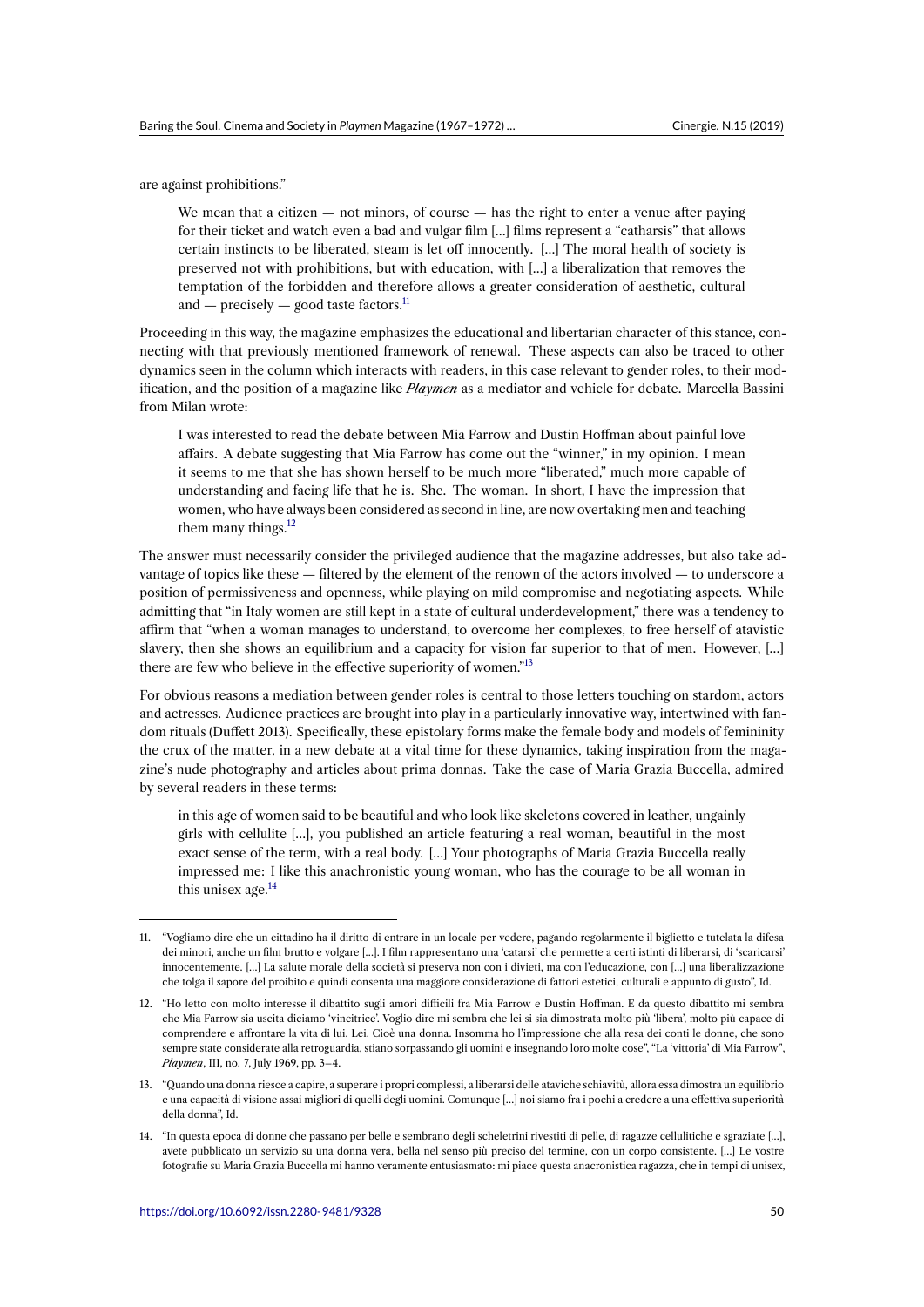are against prohibitions."

> We mean that a citizen — not minors, of course — has the right to enter a venue after paying for their ticket and watch even a bad and vulgar film […] films represent a "catharsis" that allows certain instincts to be liberated, steam is let off innocently. […] The moral health of society is preserved not with prohibitions, but with education, with […] a liberalization that removes the temptation of the forbidden and therefore allows a greater consideration of aesthetic, cultural and — precisely — good taste factors.[11]

Proceeding in this way, the magazine emphasizes the educational and libertarian character of this stance, connecting with that previously mentioned framework of renewal. These aspects can also be traced to other dynamics seen in the column which interacts with readers, in this case relevant to gender roles, to their modification, and the position of a magazine like ***Playmen*** as a mediator and vehicle for debate. Marcella Bassini from Milan wrote:

> I was interested to read the debate between Mia Farrow and Dustin Hoffman about painful love affairs. A debate suggesting that Mia Farrow has come out the "winner," in my opinion. I mean it seems to me that she has shown herself to be much more "liberated," much more capable of understanding and facing life that he is. She. The woman. In short, I have the impression that women, who have always been considered as second in line, are now overtaking men and teaching them many things.[12]

The answer must necessarily consider the privileged audience that the magazine addresses, but also take advantage of topics like these — filtered by the element of the renown of the actors involved — to underscore a position of permissiveness and openness, while playing on mild compromise and negotiating aspects. While admitting that "in Italy women are still kept in a state of cultural underdevelopment," there was a tendency to affirm that "when a woman manages to understand, to overcome her complexes, to free herself of atavistic slavery, then she shows an equilibrium and a capacity for vision far superior to that of men. However, […] there are few who believe in the effective superiority of women."[13]

For obvious reasons a mediation between gender roles is central to those letters touching on stardom, actors and actresses. Audience practices are brought into play in a particularly innovative way, intertwined with fandom rituals (Duffett 2013). Specifically, these epistolary forms make the female body and models of femininity the crux of the matter, in a new debate at a vital time for these dynamics, taking inspiration from the magazine's nude photography and articles about prima donnas. Take the case of Maria Grazia Buccella, admired by several readers in these terms:

> in this age of women said to be beautiful and who look like skeletons covered in leather, ungainly girls with cellulite […], you published an article featuring a real woman, beautiful in the most exact sense of the term, with a real body. […] Your photographs of Maria Grazia Buccella really impressed me: I like this anachronistic young woman, who has the courage to be all woman in this unisex age.[14]

---

11. "Vogliamo dire che un cittadino ha il diritto di entrare in un locale per vedere, pagando regolarmente il biglietto e tutelata la difesa dei minori, anche un film brutto e volgare […]. I film rappresentano una 'catarsi' che permette a certi istinti di liberarsi, di 'scaricarsi' innocentemente. […] La salute morale della società si preserva non con i divieti, ma con l'educazione, con […] una liberalizzazione che tolga il sapore del proibito e quindi consenta una maggiore considerazione di fattori estetici, culturali e appunto di gusto", Id.

12. "Ho letto con molto interesse il dibattito sugli amori difficili fra Mia Farrow e Dustin Hoffman. E da questo dibattito mi sembra che Mia Farrow sia uscita diciamo 'vincitrice'. Voglio dire mi sembra che lei si sia dimostrata molto più 'libera', molto più capace di comprendere e affrontare la vita di lui. Lei. Cioè una donna. Insomma ho l'impressione che alla resa dei conti le donne, che sono sempre state considerate alla retroguardia, stiano sorpassando gli uomini e insegnando loro molte cose", "La 'vittoria' di Mia Farrow", *Playmen*, III, no. 7, July 1969, pp. 3–4.

13. "Quando una donna riesce a capire, a superare i propri complessi, a liberarsi delle ataviche schiavitù, allora essa dimostra un equilibrio e una capacità di visione assai migliori di quelli degli uomini. Comunque […] noi siamo fra i pochi a credere a una effettiva superiorità della donna", Id.

14. "In questa epoca di donne che passano per belle e sembrano degli scheletrini rivestiti di pelle, di ragazze cellulitiche e sgraziate […], avete pubblicato un servizio su una donna vera, bella nel senso più preciso del termine, con un corpo consistente. […] Le vostre fotografie su Maria Grazia Buccella mi hanno veramente entusiasmato: mi piace questa anacronistica ragazza, che in tempi di unisex,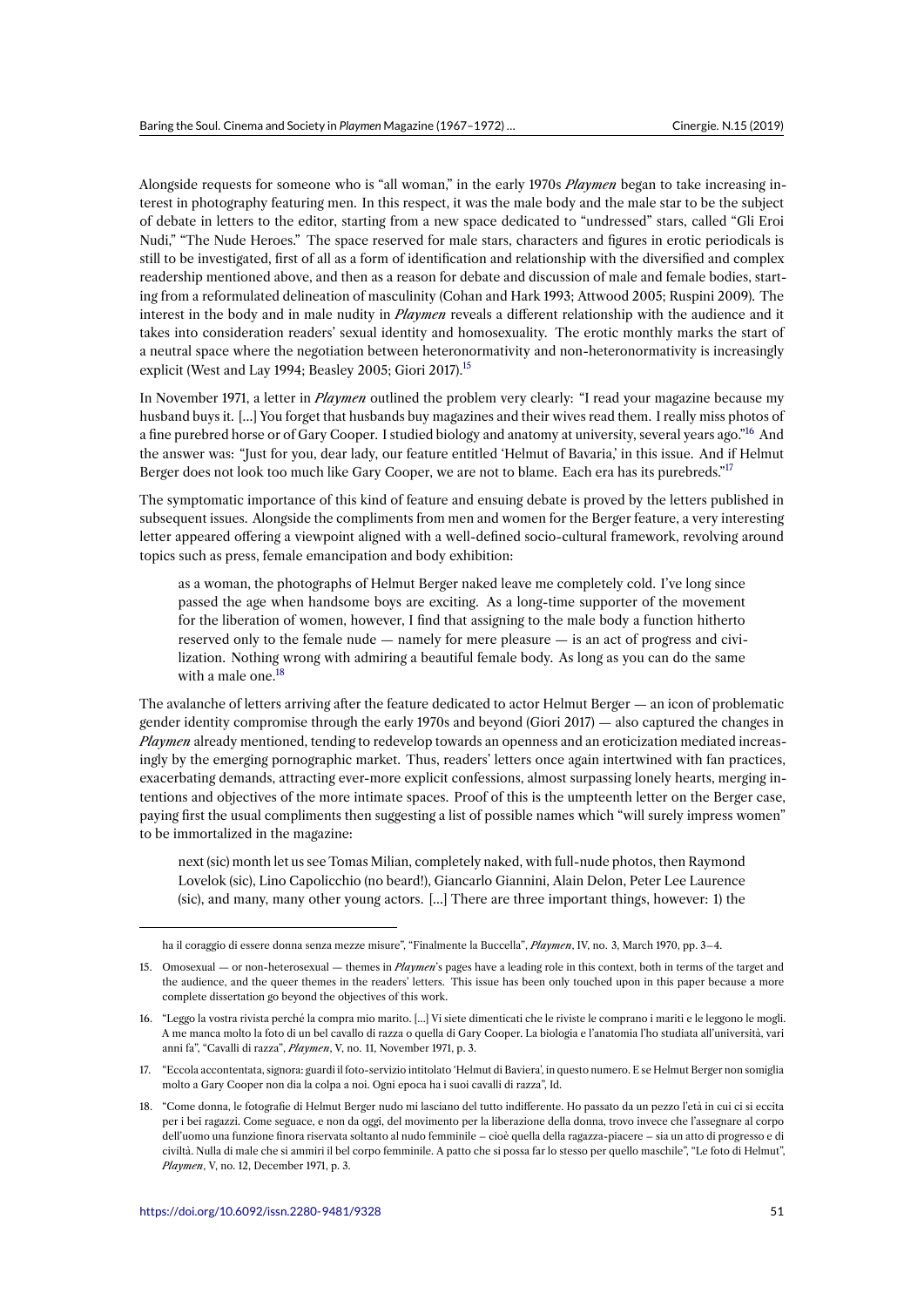Alongside requests for someone who is "all woman," in the early 1970s *Playmen* began to take increasing interest in photography featuring men. In this respect, it was the male body and the male star to be the subject of debate in letters to the editor, starting from a new space dedicated to "undressed" stars, called "Gli Eroi Nudi," "The Nude Heroes." The space reserved for male stars, characters and figures in erotic periodicals is still to be investigated, first of all as a form of identification and relationship with the diversified and complex readership mentioned above, and then as a reason for debate and discussion of male and female bodies, starting from a reformulated delineation of masculinity (Cohan and Hark 1993; Attwood 2005; Ruspini 2009). The interest in the body and in male nudity in *Playmen* reveals a different relationship with the audience and it takes into consideration readers' sexual identity and homosexuality. The erotic monthly marks the start of a neutral space where the negotiation between heteronormativity and non-heteronormativity is increasingly explicit (West and Lay 1994; Beasley 2005; Giori 2017).[15]

In November 1971, a letter in *Playmen* outlined the problem very clearly: "I read your magazine because my husband buys it. [...] You forget that husbands buy magazines and their wives read them. I really miss photos of a fine purebred horse or of Gary Cooper. I studied biology and anatomy at university, several years ago."[16] And the answer was: "Just for you, dear lady, our feature entitled 'Helmut of Bavaria,' in this issue. And if Helmut Berger does not look too much like Gary Cooper, we are not to blame. Each era has its purebreds."[17]

The symptomatic importance of this kind of feature and ensuing debate is proved by the letters published in subsequent issues. Alongside the compliments from men and women for the Berger feature, a very interesting letter appeared offering a viewpoint aligned with a well-defined socio-cultural framework, revolving around topics such as press, female emancipation and body exhibition:

> as a woman, the photographs of Helmut Berger naked leave me completely cold. I've long since passed the age when handsome boys are exciting. As a long-time supporter of the movement for the liberation of women, however, I find that assigning to the male body a function hitherto reserved only to the female nude — namely for mere pleasure — is an act of progress and civilization. Nothing wrong with admiring a beautiful female body. As long as you can do the same with a male one.[18]

The avalanche of letters arriving after the feature dedicated to actor Helmut Berger — an icon of problematic gender identity compromise through the early 1970s and beyond (Giori 2017) — also captured the changes in *Playmen* already mentioned, tending to redevelop towards an openness and an eroticization mediated increasingly by the emerging pornographic market. Thus, readers' letters once again intertwined with fan practices, exacerbating demands, attracting ever-more explicit confessions, almost surpassing lonely hearts, merging intentions and objectives of the more intimate spaces. Proof of this is the umpteenth letter on the Berger case, paying first the usual compliments then suggesting a list of possible names which "will surely impress women" to be immortalized in the magazine:

> next (sic) month let us see Tomas Milian, completely naked, with full-nude photos, then Raymond Lovelok (sic), Lino Capolicchio (no beard!), Giancarlo Giannini, Alain Delon, Peter Lee Laurence (sic), and many, many other young actors. [...] There are three important things, however: 1) the

---

ha il coraggio di essere donna senza mezze misure", "Finalmente la Buccella", *Playmen*, IV, no. 3, March 1970, pp. 3–4.

15. Omosexual — or non-heterosexual — themes in *Playmen*'s pages have a leading role in this context, both in terms of the target and the audience, and the queer themes in the readers' letters. This issue has been only touched upon in this paper because a more complete dissertation go beyond the objectives of this work.

16. "Leggo la vostra rivista perché la compra mio marito. [...] Vi siete dimenticati che le riviste le comprano i mariti e le leggono le mogli. A me manca molto la foto di un bel cavallo di razza o quella di Gary Cooper. La biologia e l'anatomia l'ho studiata all'università, vari anni fa", "Cavalli di razza", *Playmen*, V, no. 11, November 1971, p. 3.

17. "Eccola accontentata, signora: guardi il foto-servizio intitolato 'Helmut di Baviera', in questo numero. E se Helmut Berger non somiglia molto a Gary Cooper non dia la colpa a noi. Ogni epoca ha i suoi cavalli di razza", Id.

18. "Come donna, le fotografie di Helmut Berger nudo mi lasciano del tutto indifferente. Ho passato da un pezzo l'età in cui ci si eccita per i bei ragazzi. Come seguace, e non da oggi, del movimento per la liberazione della donna, trovo invece che l'assegnare al corpo dell'uomo una funzione finora riservata soltanto al nudo femminile – cioè quella della ragazza-piacere – sia un atto di progresso e di civiltà. Nulla di male che si ammiri il bel corpo femminile. A patto che si possa far lo stesso per quello maschile", "Le foto di Helmut", *Playmen*, V, no. 12, December 1971, p. 3.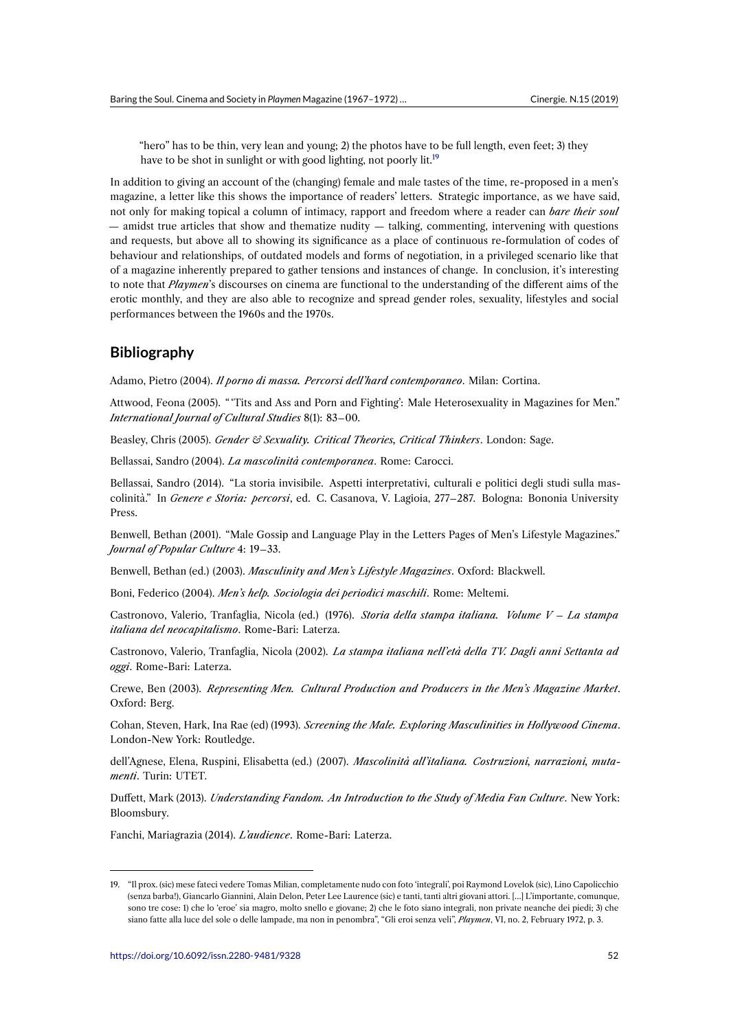"hero" has to be thin, very lean and young; 2) the photos have to be full length, even feet; 3) they have to be shot in sunlight or with good lighting, not poorly lit.[19]

In addition to giving an account of the (changing) female and male tastes of the time, re-proposed in a men's magazine, a letter like this shows the importance of readers' letters. Strategic importance, as we have said, not only for making topical a column of intimacy, rapport and freedom where a reader can *bare their soul* — amidst true articles that show and thematize nudity — talking, commenting, intervening with questions and requests, but above all to showing its significance as a place of continuous re-formulation of codes of behaviour and relationships, of outdated models and forms of negotiation, in a privileged scenario like that of a magazine inherently prepared to gather tensions and instances of change. In conclusion, it's interesting to note that *Playmen*'s discourses on cinema are functional to the understanding of the different aims of the erotic monthly, and they are also able to recognize and spread gender roles, sexuality, lifestyles and social performances between the 1960s and the 1970s.

## Bibliography

Adamo, Pietro (2004). *Il porno di massa. Percorsi dell'hard contemporaneo*. Milan: Cortina.

Attwood, Feona (2005). "'Tits and Ass and Porn and Fighting': Male Heterosexuality in Magazines for Men." *International Journal of Cultural Studies* 8(1): 83–00.

Beasley, Chris (2005). *Gender & Sexuality. Critical Theories, Critical Thinkers*. London: Sage.

Bellassai, Sandro (2004). *La mascolinità contemporanea*. Rome: Carocci.

Bellassai, Sandro (2014). "La storia invisibile. Aspetti interpretativi, culturali e politici degli studi sulla mascolinità." In *Genere e Storia: percorsi*, ed. C. Casanova, V. Lagioia, 277–287. Bologna: Bononia University Press.

Benwell, Bethan (2001). "Male Gossip and Language Play in the Letters Pages of Men's Lifestyle Magazines." *Journal of Popular Culture* 4: 19–33.

Benwell, Bethan (ed.) (2003). *Masculinity and Men's Lifestyle Magazines*. Oxford: Blackwell.

Boni, Federico (2004). *Men's help. Sociologia dei periodici maschili*. Rome: Meltemi.

Castronovo, Valerio, Tranfaglia, Nicola (ed.) (1976). *Storia della stampa italiana. Volume V – La stampa italiana del neocapitalismo*. Rome-Bari: Laterza.

Castronovo, Valerio, Tranfaglia, Nicola (2002). *La stampa italiana nell'età della TV. Dagli anni Settanta ad oggi*. Rome-Bari: Laterza.

Crewe, Ben (2003). *Representing Men. Cultural Production and Producers in the Men's Magazine Market*. Oxford: Berg.

Cohan, Steven, Hark, Ina Rae (ed) (1993). *Screening the Male. Exploring Masculinities in Hollywood Cinema*. London-New York: Routledge.

dell'Agnese, Elena, Ruspini, Elisabetta (ed.) (2007). *Mascolinità all'italiana. Costruzioni, narrazioni, mutamenti*. Turin: UTET.

Duffett, Mark (2013). *Understanding Fandom. An Introduction to the Study of Media Fan Culture*. New York: Bloomsbury.

Fanchi, Mariagrazia (2014). *L'audience*. Rome-Bari: Laterza.

---

19. "Il prox. (sic) mese fateci vedere Tomas Milian, completamente nudo con foto 'integrali', poi Raymond Lovelok (sic), Lino Capolicchio (senza barba!), Giancarlo Giannini, Alain Delon, Peter Lee Laurence (sic) e tanti, tanti altri giovani attori. [...] L'importante, comunque, sono tre cose: 1) che lo 'eroe' sia magro, molto snello e giovane; 2) che le foto siano integrali, non private neanche dei piedi; 3) che siano fatte alla luce del sole o delle lampade, ma non in penombra", "Gli eroi senza veli", *Playmen*, VI, no. 2, February 1972, p. 3.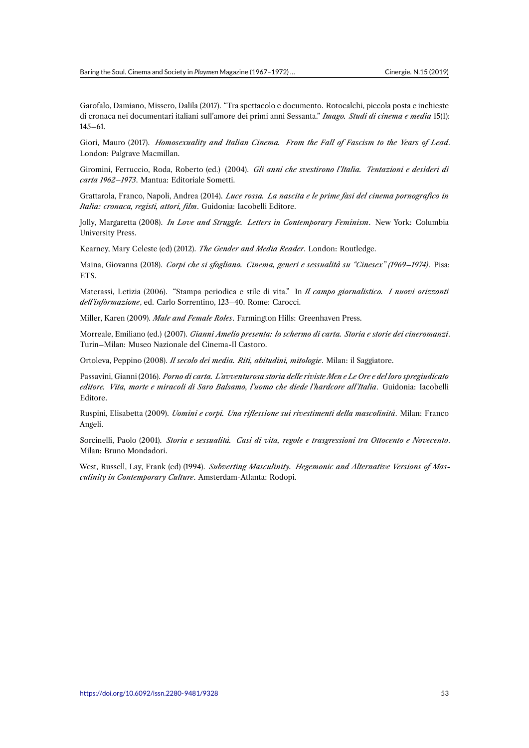Garofalo, Damiano, Missero, Dalila (2017). "Tra spettacolo e documento. Rotocalchi, piccola posta e inchieste di cronaca nei documentari italiani sull'amore dei primi anni Sessanta." *Imago. Studi di cinema e media* 15(1): 145–61.

Giori, Mauro (2017). *Homosexuality and Italian Cinema. From the Fall of Fascism to the Years of Lead*. London: Palgrave Macmillan.

Giromini, Ferruccio, Roda, Roberto (ed.) (2004). *Gli anni che svestirono l'Italia. Tentazioni e desideri di carta 1962–1973*. Mantua: Editoriale Sometti.

Grattarola, Franco, Napoli, Andrea (2014). *Luce rossa. La nascita e le prime fasi del cinema pornografico in Italia: cronaca, registi, attori, film*. Guidonia: Iacobelli Editore.

Jolly, Margaretta (2008). *In Love and Struggle. Letters in Contemporary Feminism*. New York: Columbia University Press.

Kearney, Mary Celeste (ed) (2012). *The Gender and Media Reader*. London: Routledge.

Maina, Giovanna (2018). *Corpi che si sfogliano. Cinema, generi e sessualità su "Cinesex" (1969–1974)*. Pisa: ETS.

Materassi, Letizia (2006). "Stampa periodica e stile di vita." In *Il campo giornalistico. I nuovi orizzonti dell'informazione*, ed. Carlo Sorrentino, 123–40. Rome: Carocci.

Miller, Karen (2009). *Male and Female Roles*. Farmington Hills: Greenhaven Press.

Morreale, Emiliano (ed.) (2007). *Gianni Amelio presenta: lo schermo di carta. Storia e storie dei cineromanzi*. Turin–Milan: Museo Nazionale del Cinema-Il Castoro.

Ortoleva, Peppino (2008). *Il secolo dei media. Riti, abitudini, mitologie*. Milan: il Saggiatore.

Passavini, Gianni (2016). *Porno di carta. L'avventurosa storia delle riviste Men e Le Ore e del loro spregiudicato editore. Vita, morte e miracoli di Saro Balsamo, l'uomo che diede l'hardcore all'Italia*. Guidonia: Iacobelli Editore.

Ruspini, Elisabetta (2009). *Uomini e corpi. Una riflessione sui rivestimenti della mascolinità*. Milan: Franco Angeli.

Sorcinelli, Paolo (2001). *Storia e sessualità. Casi di vita, regole e trasgressioni tra Ottocento e Novecento*. Milan: Bruno Mondadori.

West, Russell, Lay, Frank (ed) (1994). *Subverting Masculinity. Hegemonic and Alternative Versions of Masculinity in Contemporary Culture*. Amsterdam-Atlanta: Rodopi.